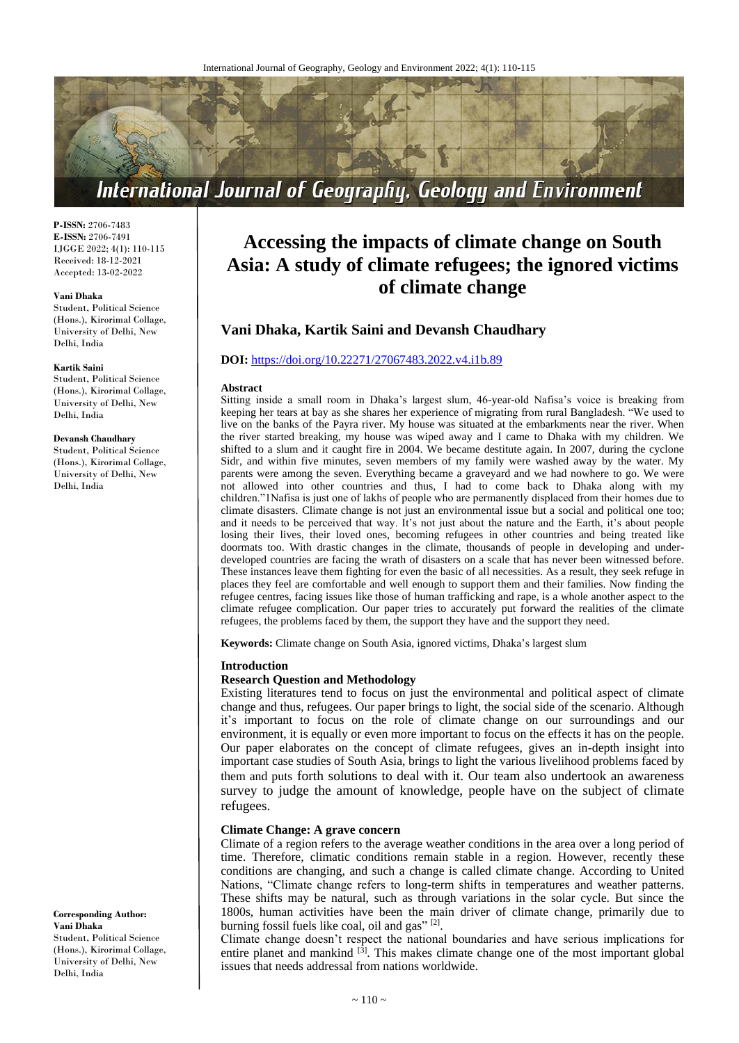**P-ISSN:** 2706-7483
**E-ISSN:** 2706-7491
IJGGE 2022; 4(1): 110-115
Received: 18-12-2021
Accepted: 13-02-2022

**Vani Dhaka**
Student, Political Science (Hons.), Kirorimal Collage, University of Delhi, New Delhi, India

**Kartik Saini**
Student, Political Science (Hons.), Kirorimal Collage, University of Delhi, New Delhi, India

**Devansh Chaudhary**
Student, Political Science (Hons.), Kirorimal Collage, University of Delhi, New Delhi, India

**Corresponding Author:**
**Vani Dhaka**
Student, Political Science (Hons.), Kirorimal Collage, University of Delhi, New Delhi, India

# Accessing the impacts of climate change on South Asia: A study of climate refugees; the ignored victims of climate change

## Vani Dhaka, Kartik Saini and Devansh Chaudhary

**DOI:** https://doi.org/10.22271/27067483.2022.v4.i1b.89

### Abstract

Sitting inside a small room in Dhaka's largest slum, 46-year-old Nafisa's voice is breaking from keeping her tears at bay as she shares her experience of migrating from rural Bangladesh. "We used to live on the banks of the Payra river. My house was situated at the embarkments near the river. When the river started breaking, my house was wiped away and I came to Dhaka with my children. We shifted to a slum and it caught fire in 2004. We became destitute again. In 2007, during the cyclone Sidr, and within five minutes, seven members of my family were washed away by the water. My parents were among the seven. Everything became a graveyard and we had nowhere to go. We were not allowed into other countries and thus, I had to come back to Dhaka along with my children."1Nafisa is just one of lakhs of people who are permanently displaced from their homes due to climate disasters. Climate change is not just an environmental issue but a social and political one too; and it needs to be perceived that way. It's not just about the nature and the Earth, it's about people losing their lives, their loved ones, becoming refugees in other countries and being treated like doormats too. With drastic changes in the climate, thousands of people in developing and under-developed countries are facing the wrath of disasters on a scale that has never been witnessed before. These instances leave them fighting for even the basic of all necessities. As a result, they seek refuge in places they feel are comfortable and well enough to support them and their families. Now finding the refugee centres, facing issues like those of human trafficking and rape, is a whole another aspect to the climate refugee complication. Our paper tries to accurately put forward the realities of the climate refugees, the problems faced by them, the support they have and the support they need.

**Keywords:** Climate change on South Asia, ignored victims, Dhaka's largest slum

### Introduction

#### Research Question and Methodology

Existing literatures tend to focus on just the environmental and political aspect of climate change and thus, refugees. Our paper brings to light, the social side of the scenario. Although it's important to focus on the role of climate change on our surroundings and our environment, it is equally or even more important to focus on the effects it has on the people. Our paper elaborates on the concept of climate refugees, gives an in-depth insight into important case studies of South Asia, brings to light the various livelihood problems faced by them and puts forth solutions to deal with it. Our team also undertook an awareness survey to judge the amount of knowledge, people have on the subject of climate refugees.

#### Climate Change: A grave concern

Climate of a region refers to the average weather conditions in the area over a long period of time. Therefore, climatic conditions remain stable in a region. However, recently these conditions are changing, and such a change is called climate change. According to United Nations, "Climate change refers to long-term shifts in temperatures and weather patterns. These shifts may be natural, such as through variations in the solar cycle. But since the 1800s, human activities have been the main driver of climate change, primarily due to burning fossil fuels like coal, oil and gas" [2].

Climate change doesn't respect the national boundaries and have serious implications for entire planet and mankind [3]. This makes climate change one of the most important global issues that needs addressal from nations worldwide.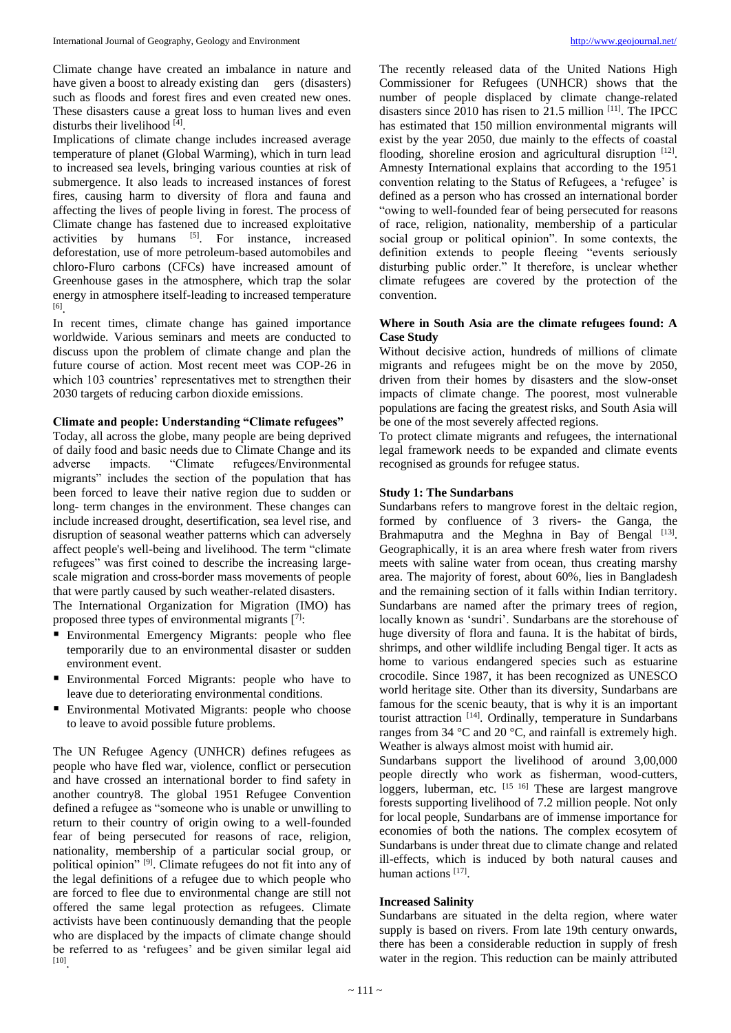Climate change have created an imbalance in nature and have given a boost to already existing dan gers (disasters) such as floods and forest fires and even created new ones. These disasters cause a great loss to human lives and even disturbs their livelihood [4].

Implications of climate change includes increased average temperature of planet (Global Warming), which in turn lead to increased sea levels, bringing various counties at risk of submergence. It also leads to increased instances of forest fires, causing harm to diversity of flora and fauna and affecting the lives of people living in forest. The process of Climate change has fastened due to increased exploitative activities by humans [5]. For instance, increased deforestation, use of more petroleum-based automobiles and chloro-Fluro carbons (CFCs) have increased amount of Greenhouse gases in the atmosphere, which trap the solar energy in atmosphere itself-leading to increased temperature [6].

In recent times, climate change has gained importance worldwide. Various seminars and meets are conducted to discuss upon the problem of climate change and plan the future course of action. Most recent meet was COP-26 in which 103 countries' representatives met to strengthen their 2030 targets of reducing carbon dioxide emissions.

**Climate and people: Understanding "Climate refugees"**

Today, all across the globe, many people are being deprived of daily food and basic needs due to Climate Change and its adverse impacts. "Climate refugees/Environmental migrants" includes the section of the population that has been forced to leave their native region due to sudden or long- term changes in the environment. These changes can include increased drought, desertification, sea level rise, and disruption of seasonal weather patterns which can adversely affect people's well-being and livelihood. The term "climate refugees" was first coined to describe the increasing large-scale migration and cross-border mass movements of people that were partly caused by such weather-related disasters.

The International Organization for Migration (IMO) has proposed three types of environmental migrants [7]:

- Environmental Emergency Migrants: people who flee temporarily due to an environmental disaster or sudden environment event.
- Environmental Forced Migrants: people who have to leave due to deteriorating environmental conditions.
- Environmental Motivated Migrants: people who choose to leave to avoid possible future problems.

The UN Refugee Agency (UNHCR) defines refugees as people who have fled war, violence, conflict or persecution and have crossed an international border to find safety in another country8. The global 1951 Refugee Convention defined a refugee as "someone who is unable or unwilling to return to their country of origin owing to a well-founded fear of being persecuted for reasons of race, religion, nationality, membership of a particular social group, or political opinion" [9]. Climate refugees do not fit into any of the legal definitions of a refugee due to which people who are forced to flee due to environmental change are still not offered the same legal protection as refugees. Climate activists have been continuously demanding that the people who are displaced by the impacts of climate change should be referred to as 'refugees' and be given similar legal aid [10].

The recently released data of the United Nations High Commissioner for Refugees (UNHCR) shows that the number of people displaced by climate change-related disasters since 2010 has risen to 21.5 million [11]. The IPCC has estimated that 150 million environmental migrants will exist by the year 2050, due mainly to the effects of coastal flooding, shoreline erosion and agricultural disruption [12]. Amnesty International explains that according to the 1951 convention relating to the Status of Refugees, a 'refugee' is defined as a person who has crossed an international border "owing to well-founded fear of being persecuted for reasons of race, religion, nationality, membership of a particular social group or political opinion". In some contexts, the definition extends to people fleeing "events seriously disturbing public order." It therefore, is unclear whether climate refugees are covered by the protection of the convention.

**Where in South Asia are the climate refugees found: A Case Study**

Without decisive action, hundreds of millions of climate migrants and refugees might be on the move by 2050, driven from their homes by disasters and the slow-onset impacts of climate change. The poorest, most vulnerable populations are facing the greatest risks, and South Asia will be one of the most severely affected regions.

To protect climate migrants and refugees, the international legal framework needs to be expanded and climate events recognised as grounds for refugee status.

**Study 1: The Sundarbans**

Sundarbans refers to mangrove forest in the deltaic region, formed by confluence of 3 rivers- the Ganga, the Brahmaputra and the Meghna in Bay of Bengal [13]. Geographically, it is an area where fresh water from rivers meets with saline water from ocean, thus creating marshy area. The majority of forest, about 60%, lies in Bangladesh and the remaining section of it falls within Indian territory. Sundarbans are named after the primary trees of region, locally known as 'sundri'. Sundarbans are the storehouse of huge diversity of flora and fauna. It is the habitat of birds, shrimps, and other wildlife including Bengal tiger. It acts as home to various endangered species such as estuarine crocodile. Since 1987, it has been recognized as UNESCO world heritage site. Other than its diversity, Sundarbans are famous for the scenic beauty, that is why it is an important tourist attraction [14]. Ordinally, temperature in Sundarbans ranges from 34 °C and 20 °C, and rainfall is extremely high. Weather is always almost moist with humid air.

Sundarbans support the livelihood of around 3,00,000 people directly who work as fisherman, wood-cutters, loggers, luberman, etc. [15 16] These are largest mangrove forests supporting livelihood of 7.2 million people. Not only for local people, Sundarbans are of immense importance for economies of both the nations. The complex ecosytem of Sundarbans is under threat due to climate change and related ill-effects, which is induced by both natural causes and human actions [17].

**Increased Salinity**

Sundarbans are situated in the delta region, where water supply is based on rivers. From late 19th century onwards, there has been a considerable reduction in supply of fresh water in the region. This reduction can be mainly attributed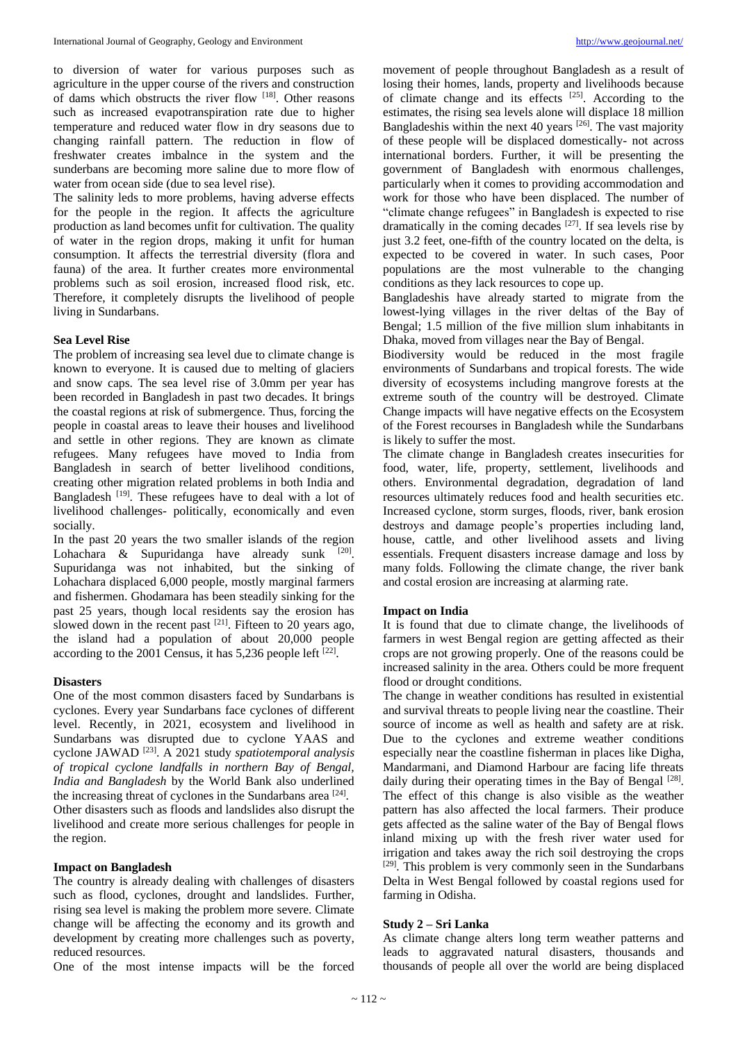to diversion of water for various purposes such as agriculture in the upper course of the rivers and construction of dams which obstructs the river flow [18]. Other reasons such as increased evapotranspiration rate due to higher temperature and reduced water flow in dry seasons due to changing rainfall pattern. The reduction in flow of freshwater creates imbalnce in the system and the sunderbans are becoming more saline due to more flow of water from ocean side (due to sea level rise).

The salinity leds to more problems, having adverse effects for the people in the region. It affects the agriculture production as land becomes unfit for cultivation. The quality of water in the region drops, making it unfit for human consumption. It affects the terrestrial diversity (flora and fauna) of the area. It further creates more environmental problems such as soil erosion, increased flood risk, etc. Therefore, it completely disrupts the livelihood of people living in Sundarbans.

**Sea Level Rise**

The problem of increasing sea level due to climate change is known to everyone. It is caused due to melting of glaciers and snow caps. The sea level rise of 3.0mm per year has been recorded in Bangladesh in past two decades. It brings the coastal regions at risk of submergence. Thus, forcing the people in coastal areas to leave their houses and livelihood and settle in other regions. They are known as climate refugees. Many refugees have moved to India from Bangladesh in search of better livelihood conditions, creating other migration related problems in both India and Bangladesh [19]. These refugees have to deal with a lot of livelihood challenges- politically, economically and even socially.

In the past 20 years the two smaller islands of the region Lohachara & Supuridanga have already sunk [20]. Supuridanga was not inhabited, but the sinking of Lohachara displaced 6,000 people, mostly marginal farmers and fishermen. Ghodamara has been steadily sinking for the past 25 years, though local residents say the erosion has slowed down in the recent past [21]. Fifteen to 20 years ago, the island had a population of about 20,000 people according to the 2001 Census, it has 5,236 people left [22].

**Disasters**

One of the most common disasters faced by Sundarbans is cyclones. Every year Sundarbans face cyclones of different level. Recently, in 2021, ecosystem and livelihood in Sundarbans was disrupted due to cyclone YAAS and cyclone JAWAD [23]. A 2021 study *spatiotemporal analysis of tropical cyclone landfalls in northern Bay of Bengal, India and Bangladesh* by the World Bank also underlined the increasing threat of cyclones in the Sundarbans area [24]. Other disasters such as floods and landslides also disrupt the livelihood and create more serious challenges for people in the region.

**Impact on Bangladesh**

The country is already dealing with challenges of disasters such as flood, cyclones, drought and landslides. Further, rising sea level is making the problem more severe. Climate change will be affecting the economy and its growth and development by creating more challenges such as poverty, reduced resources.

One of the most intense impacts will be the forced movement of people throughout Bangladesh as a result of losing their homes, lands, property and livelihoods because of climate change and its effects [25]. According to the estimates, the rising sea levels alone will displace 18 million Bangladeshis within the next 40 years [26]. The vast majority of these people will be displaced domestically- not across international borders. Further, it will be presenting the government of Bangladesh with enormous challenges, particularly when it comes to providing accommodation and work for those who have been displaced. The number of "climate change refugees" in Bangladesh is expected to rise dramatically in the coming decades [27]. If sea levels rise by just 3.2 feet, one-fifth of the country located on the delta, is expected to be covered in water. In such cases, Poor populations are the most vulnerable to the changing conditions as they lack resources to cope up.

Bangladeshis have already started to migrate from the lowest-lying villages in the river deltas of the Bay of Bengal; 1.5 million of the five million slum inhabitants in Dhaka, moved from villages near the Bay of Bengal.

Biodiversity would be reduced in the most fragile environments of Sundarbans and tropical forests. The wide diversity of ecosystems including mangrove forests at the extreme south of the country will be destroyed. Climate Change impacts will have negative effects on the Ecosystem of the Forest recourses in Bangladesh while the Sundarbans is likely to suffer the most.

The climate change in Bangladesh creates insecurities for food, water, life, property, settlement, livelihoods and others. Environmental degradation, degradation of land resources ultimately reduces food and health securities etc. Increased cyclone, storm surges, floods, river, bank erosion destroys and damage people's properties including land, house, cattle, and other livelihood assets and living essentials. Frequent disasters increase damage and loss by many folds. Following the climate change, the river bank and costal erosion are increasing at alarming rate.

**Impact on India**

It is found that due to climate change, the livelihoods of farmers in west Bengal region are getting affected as their crops are not growing properly. One of the reasons could be increased salinity in the area. Others could be more frequent flood or drought conditions.

The change in weather conditions has resulted in existential and survival threats to people living near the coastline. Their source of income as well as health and safety are at risk. Due to the cyclones and extreme weather conditions especially near the coastline fisherman in places like Digha, Mandarmani, and Diamond Harbour are facing life threats daily during their operating times in the Bay of Bengal [28]. The effect of this change is also visible as the weather pattern has also affected the local farmers. Their produce gets affected as the saline water of the Bay of Bengal flows inland mixing up with the fresh river water used for irrigation and takes away the rich soil destroying the crops [29]. This problem is very commonly seen in the Sundarbans Delta in West Bengal followed by coastal regions used for farming in Odisha.

**Study 2 – Sri Lanka**

As climate change alters long term weather patterns and leads to aggravated natural disasters, thousands and thousands of people all over the world are being displaced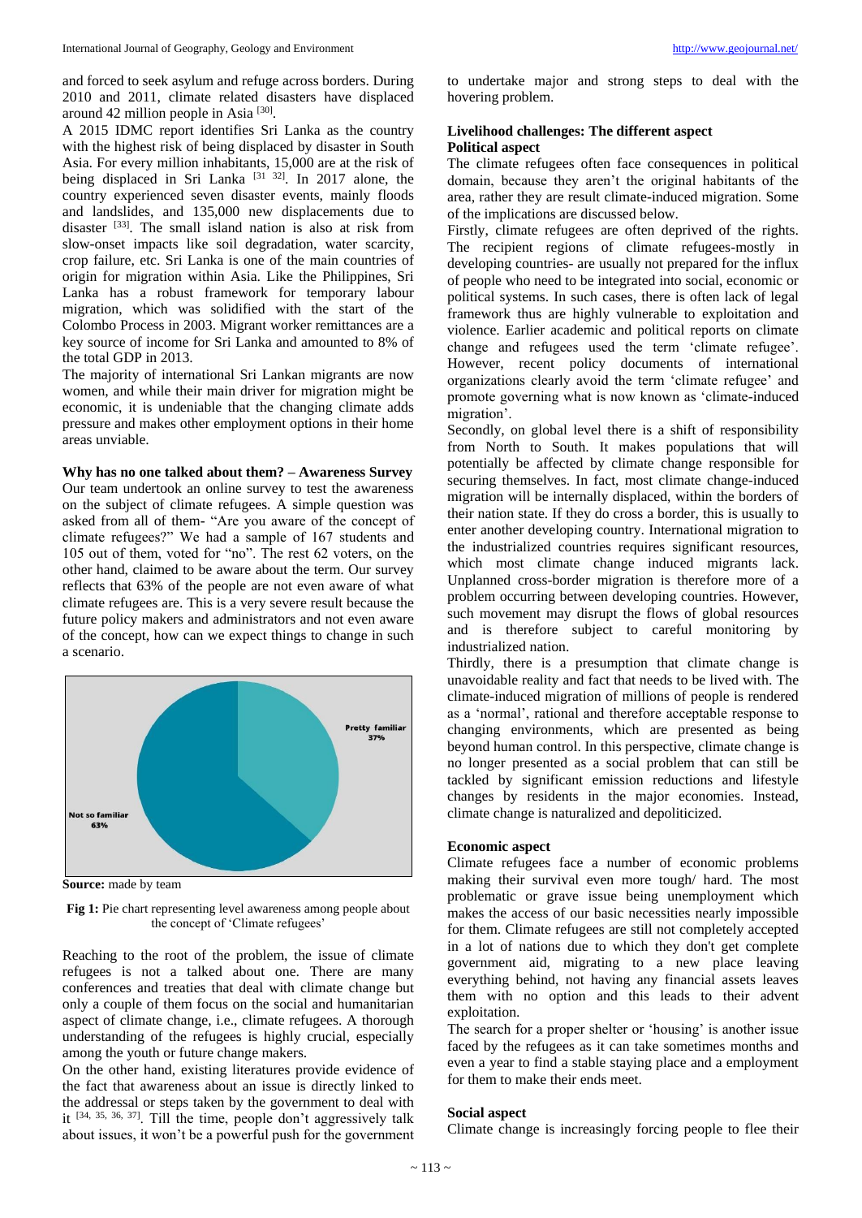and forced to seek asylum and refuge across borders. During 2010 and 2011, climate related disasters have displaced around 42 million people in Asia [30].

A 2015 IDMC report identifies Sri Lanka as the country with the highest risk of being displaced by disaster in South Asia. For every million inhabitants, 15,000 are at the risk of being displaced in Sri Lanka [31 32]. In 2017 alone, the country experienced seven disaster events, mainly floods and landslides, and 135,000 new displacements due to disaster [33]. The small island nation is also at risk from slow-onset impacts like soil degradation, water scarcity, crop failure, etc. Sri Lanka is one of the main countries of origin for migration within Asia. Like the Philippines, Sri Lanka has a robust framework for temporary labour migration, which was solidified with the start of the Colombo Process in 2003. Migrant worker remittances are a key source of income for Sri Lanka and amounted to 8% of the total GDP in 2013.

The majority of international Sri Lankan migrants are now women, and while their main driver for migration might be economic, it is undeniable that the changing climate adds pressure and makes other employment options in their home areas unviable.

**Why has no one talked about them? – Awareness Survey**

Our team undertook an online survey to test the awareness on the subject of climate refugees. A simple question was asked from all of them- "Are you aware of the concept of climate refugees?" We had a sample of 167 students and 105 out of them, voted for "no". The rest 62 voters, on the other hand, claimed to be aware about the term. Our survey reflects that 63% of the people are not even aware of what climate refugees are. This is a very severe result because the future policy makers and administrators and not even aware of the concept, how can we expect things to change in such a scenario.

Pretty familiar 37%

Not so familiar 63%

**Source:** made by team

**Fig 1:** Pie chart representing level awareness among people about the concept of 'Climate refugees'

Reaching to the root of the problem, the issue of climate refugees is not a talked about one. There are many conferences and treaties that deal with climate change but only a couple of them focus on the social and humanitarian aspect of climate change, i.e., climate refugees. A thorough understanding of the refugees is highly crucial, especially among the youth or future change makers.

On the other hand, existing literatures provide evidence of the fact that awareness about an issue is directly linked to the addressal or steps taken by the government to deal with it [34, 35, 36, 37]. Till the time, people don't aggressively talk about issues, it won't be a powerful push for the government to undertake major and strong steps to deal with the hovering problem.

**Livelihood challenges: The different aspect**

**Political aspect**

The climate refugees often face consequences in political domain, because they aren't the original habitants of the area, rather they are result climate-induced migration. Some of the implications are discussed below.

Firstly, climate refugees are often deprived of the rights. The recipient regions of climate refugees-mostly in developing countries- are usually not prepared for the influx of people who need to be integrated into social, economic or political systems. In such cases, there is often lack of legal framework thus are highly vulnerable to exploitation and violence. Earlier academic and political reports on climate change and refugees used the term 'climate refugee'. However, recent policy documents of international organizations clearly avoid the term 'climate refugee' and promote governing what is now known as 'climate-induced migration'.

Secondly, on global level there is a shift of responsibility from North to South. It makes populations that will potentially be affected by climate change responsible for securing themselves. In fact, most climate change-induced migration will be internally displaced, within the borders of their nation state. If they do cross a border, this is usually to enter another developing country. International migration to the industrialized countries requires significant resources, which most climate change induced migrants lack. Unplanned cross-border migration is therefore more of a problem occurring between developing countries. However, such movement may disrupt the flows of global resources and is therefore subject to careful monitoring by industrialized nation.

Thirdly, there is a presumption that climate change is unavoidable reality and fact that needs to be lived with. The climate-induced migration of millions of people is rendered as a 'normal', rational and therefore acceptable response to changing environments, which are presented as being beyond human control. In this perspective, climate change is no longer presented as a social problem that can still be tackled by significant emission reductions and lifestyle changes by residents in the major economies. Instead, climate change is naturalized and depoliticized.

**Economic aspect**

Climate refugees face a number of economic problems making their survival even more tough/ hard. The most problematic or grave issue being unemployment which makes the access of our basic necessities nearly impossible for them. Climate refugees are still not completely accepted in a lot of nations due to which they don't get complete government aid, migrating to a new place leaving everything behind, not having any financial assets leaves them with no option and this leads to their advent exploitation.

The search for a proper shelter or 'housing' is another issue faced by the refugees as it can take sometimes months and even a year to find a stable staying place and a employment for them to make their ends meet.

**Social aspect**

Climate change is increasingly forcing people to flee their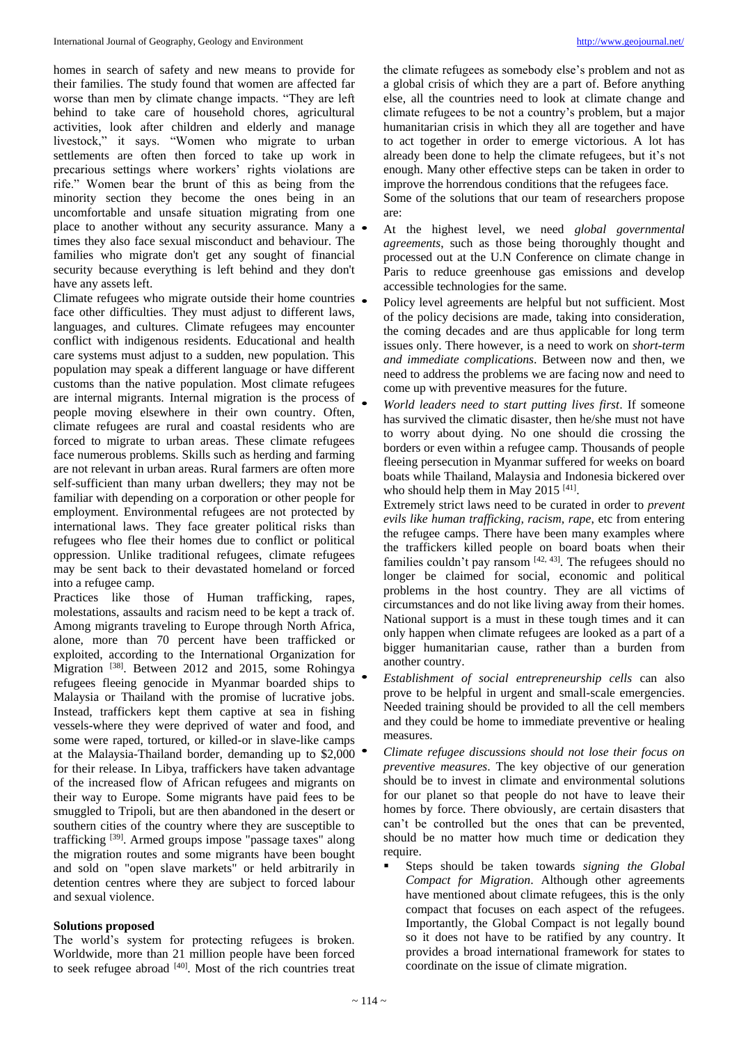homes in search of safety and new means to provide for their families. The study found that women are affected far worse than men by climate change impacts. "They are left behind to take care of household chores, agricultural activities, look after children and elderly and manage livestock," it says. "Women who migrate to urban settlements are often then forced to take up work in precarious settings where workers' rights violations are rife." Women bear the brunt of this as being from the minority section they become the ones being in an uncomfortable and unsafe situation migrating from one place to another without any security assurance. Many a times they also face sexual misconduct and behaviour. The families who migrate don't get any sought of financial security because everything is left behind and they don't have any assets left.

Climate refugees who migrate outside their home countries face other difficulties. They must adjust to different laws, languages, and cultures. Climate refugees may encounter conflict with indigenous residents. Educational and health care systems must adjust to a sudden, new population. This population may speak a different language or have different customs than the native population. Most climate refugees are internal migrants. Internal migration is the process of people moving elsewhere in their own country. Often, climate refugees are rural and coastal residents who are forced to migrate to urban areas. These climate refugees face numerous problems. Skills such as herding and farming are not relevant in urban areas. Rural farmers are often more self-sufficient than many urban dwellers; they may not be familiar with depending on a corporation or other people for employment. Environmental refugees are not protected by international laws. They face greater political risks than refugees who flee their homes due to conflict or political oppression. Unlike traditional refugees, climate refugees may be sent back to their devastated homeland or forced into a refugee camp.

Practices like those of Human trafficking, rapes, molestations, assaults and racism need to be kept a track of. Among migrants traveling to Europe through North Africa, alone, more than 70 percent have been trafficked or exploited, according to the International Organization for Migration [38]. Between 2012 and 2015, some Rohingya refugees fleeing genocide in Myanmar boarded ships to Malaysia or Thailand with the promise of lucrative jobs. Instead, traffickers kept them captive at sea in fishing vessels-where they were deprived of water and food, and some were raped, tortured, or killed-or in slave-like camps at the Malaysia-Thailand border, demanding up to $2,000 for their release. In Libya, traffickers have taken advantage of the increased flow of African refugees and migrants on their way to Europe. Some migrants have paid fees to be smuggled to Tripoli, but are then abandoned in the desert or southern cities of the country where they are susceptible to trafficking [39]. Armed groups impose "passage taxes" along the migration routes and some migrants have been bought and sold on "open slave markets" or held arbitrarily in detention centres where they are subject to forced labour and sexual violence.

**Solutions proposed**

The world's system for protecting refugees is broken. Worldwide, more than 21 million people have been forced to seek refugee abroad [40]. Most of the rich countries treat the climate refugees as somebody else's problem and not as a global crisis of which they are a part of. Before anything else, all the countries need to look at climate change and climate refugees to be not a country's problem, but a major humanitarian crisis in which they all are together and have to act together in order to emerge victorious. A lot has already been done to help the climate refugees, but it's not enough. Many other effective steps can be taken in order to improve the horrendous conditions that the refugees face.

Some of the solutions that our team of researchers propose are:

- At the highest level, we need *global governmental agreements*, such as those being thoroughly thought and processed out at the U.N Conference on climate change in Paris to reduce greenhouse gas emissions and develop accessible technologies for the same.
- Policy level agreements are helpful but not sufficient. Most of the policy decisions are made, taking into consideration, the coming decades and are thus applicable for long term issues only. There however, is a need to work on *short-term and immediate complications*. Between now and then, we need to address the problems we are facing now and need to come up with preventive measures for the future.
- *World leaders need to start putting lives first*. If someone has survived the climatic disaster, then he/she must not have to worry about dying. No one should die crossing the borders or even within a refugee camp. Thousands of people fleeing persecution in Myanmar suffered for weeks on board boats while Thailand, Malaysia and Indonesia bickered over who should help them in May 2015 [41].

  Extremely strict laws need to be curated in order to *prevent evils like human trafficking, racism, rape*, etc from entering the refugee camps. There have been many examples where the traffickers killed people on board boats when their families couldn't pay ransom [42, 43]. The refugees should no longer be claimed for social, economic and political problems in the host country. They are all victims of circumstances and do not like living away from their homes. National support is a must in these tough times and it can only happen when climate refugees are looked as a part of a bigger humanitarian cause, rather than a burden from another country.
- *Establishment of social entrepreneurship cells* can also prove to be helpful in urgent and small-scale emergencies. Needed training should be provided to all the cell members and they could be home to immediate preventive or healing measures.
- *Climate refugee discussions should not lose their focus on preventive measures*. The key objective of our generation should be to invest in climate and environmental solutions for our planet so that people do not have to leave their homes by force. There obviously, are certain disasters that can't be controlled but the ones that can be prevented, should be no matter how much time or dedication they require.
  - Steps should be taken towards *signing the Global Compact for Migration*. Although other agreements have mentioned about climate refugees, this is the only compact that focuses on each aspect of the refugees. Importantly, the Global Compact is not legally bound so it does not have to be ratified by any country. It provides a broad international framework for states to coordinate on the issue of climate migration.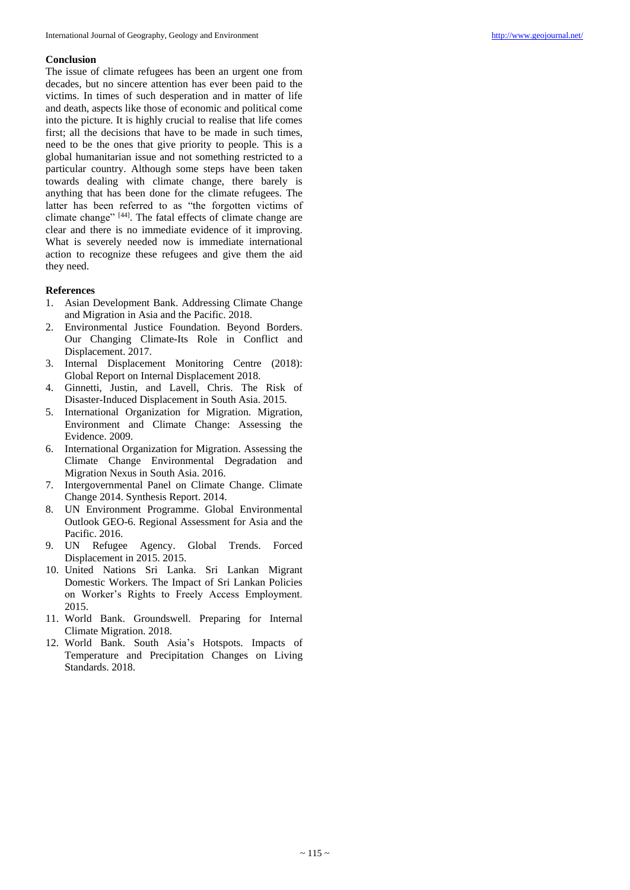## Conclusion

The issue of climate refugees has been an urgent one from decades, but no sincere attention has ever been paid to the victims. In times of such desperation and in matter of life and death, aspects like those of economic and political come into the picture. It is highly crucial to realise that life comes first; all the decisions that have to be made in such times, need to be the ones that give priority to people. This is a global humanitarian issue and not something restricted to a particular country. Although some steps have been taken towards dealing with climate change, there barely is anything that has been done for the climate refugees. The latter has been referred to as "the forgotten victims of climate change" [44]. The fatal effects of climate change are clear and there is no immediate evidence of it improving. What is severely needed now is immediate international action to recognize these refugees and give them the aid they need.

## References

1. Asian Development Bank. Addressing Climate Change and Migration in Asia and the Pacific. 2018.
2. Environmental Justice Foundation. Beyond Borders. Our Changing Climate-Its Role in Conflict and Displacement. 2017.
3. Internal Displacement Monitoring Centre (2018): Global Report on Internal Displacement 2018.
4. Ginnetti, Justin, and Lavell, Chris. The Risk of Disaster-Induced Displacement in South Asia. 2015.
5. International Organization for Migration. Migration, Environment and Climate Change: Assessing the Evidence. 2009.
6. International Organization for Migration. Assessing the Climate Change Environmental Degradation and Migration Nexus in South Asia. 2016.
7. Intergovernmental Panel on Climate Change. Climate Change 2014. Synthesis Report. 2014.
8. UN Environment Programme. Global Environmental Outlook GEO-6. Regional Assessment for Asia and the Pacific. 2016.
9. UN Refugee Agency. Global Trends. Forced Displacement in 2015. 2015.
10. United Nations Sri Lanka. Sri Lankan Migrant Domestic Workers. The Impact of Sri Lankan Policies on Worker's Rights to Freely Access Employment. 2015.
11. World Bank. Groundswell. Preparing for Internal Climate Migration. 2018.
12. World Bank. South Asia's Hotspots. Impacts of Temperature and Precipitation Changes on Living Standards. 2018.